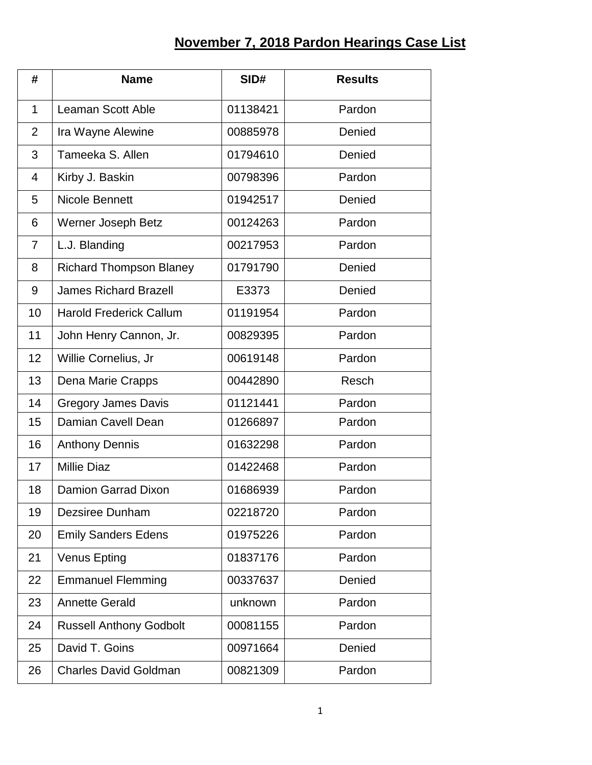# November 7, 2018 Pardon Hearings Case List

| # | Name | SID# | Results |
|---|---|---|---|
| 1 | Leaman Scott Able | 01138421 | Pardon |
| 2 | Ira Wayne Alewine | 00885978 | Denied |
| 3 | Tameeka S. Allen | 01794610 | Denied |
| 4 | Kirby J. Baskin | 00798396 | Pardon |
| 5 | Nicole Bennett | 01942517 | Denied |
| 6 | Werner Joseph Betz | 00124263 | Pardon |
| 7 | L.J. Blanding | 00217953 | Pardon |
| 8 | Richard Thompson Blaney | 01791790 | Denied |
| 9 | James Richard Brazell | E3373 | Denied |
| 10 | Harold Frederick Callum | 01191954 | Pardon |
| 11 | John Henry Cannon, Jr. | 00829395 | Pardon |
| 12 | Willie Cornelius, Jr | 00619148 | Pardon |
| 13 | Dena Marie Crapps | 00442890 | Resch |
| 14 | Gregory James Davis | 01121441 | Pardon |
| 15 | Damian Cavell Dean | 01266897 | Pardon |
| 16 | Anthony Dennis | 01632298 | Pardon |
| 17 | Millie Diaz | 01422468 | Pardon |
| 18 | Damion Garrad Dixon | 01686939 | Pardon |
| 19 | Dezsiree Dunham | 02218720 | Pardon |
| 20 | Emily Sanders Edens | 01975226 | Pardon |
| 21 | Venus Epting | 01837176 | Pardon |
| 22 | Emmanuel Flemming | 00337637 | Denied |
| 23 | Annette Gerald | unknown | Pardon |
| 24 | Russell Anthony Godbolt | 00081155 | Pardon |
| 25 | David T. Goins | 00971664 | Denied |
| 26 | Charles David Goldman | 00821309 | Pardon |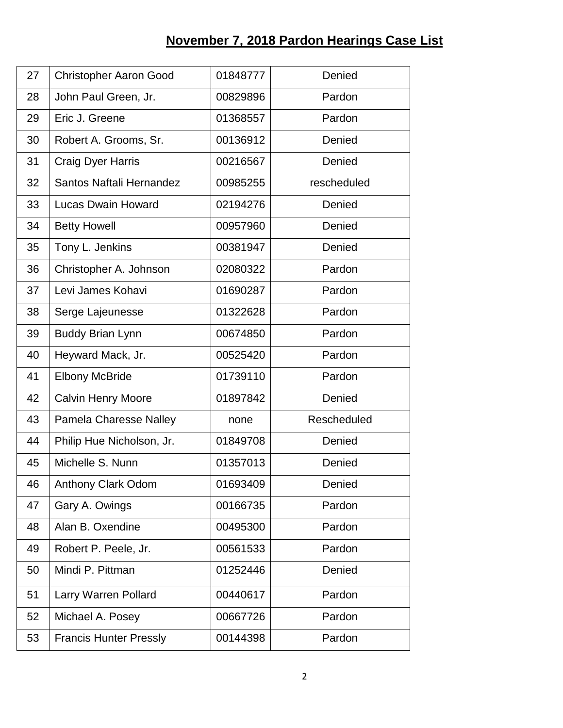# November 7, 2018 Pardon Hearings Case List

| | | | |
|---|---|---|---|
| 27 | Christopher Aaron Good | 01848777 | Denied |
| 28 | John Paul Green, Jr. | 00829896 | Pardon |
| 29 | Eric J. Greene | 01368557 | Pardon |
| 30 | Robert A. Grooms, Sr. | 00136912 | Denied |
| 31 | Craig Dyer Harris | 00216567 | Denied |
| 32 | Santos Naftali Hernandez | 00985255 | rescheduled |
| 33 | Lucas Dwain Howard | 02194276 | Denied |
| 34 | Betty Howell | 00957960 | Denied |
| 35 | Tony L. Jenkins | 00381947 | Denied |
| 36 | Christopher A. Johnson | 02080322 | Pardon |
| 37 | Levi James Kohavi | 01690287 | Pardon |
| 38 | Serge Lajeunesse | 01322628 | Pardon |
| 39 | Buddy Brian Lynn | 00674850 | Pardon |
| 40 | Heyward Mack, Jr. | 00525420 | Pardon |
| 41 | Elbony McBride | 01739110 | Pardon |
| 42 | Calvin Henry Moore | 01897842 | Denied |
| 43 | Pamela Charesse Nalley | none | Rescheduled |
| 44 | Philip Hue Nicholson, Jr. | 01849708 | Denied |
| 45 | Michelle S. Nunn | 01357013 | Denied |
| 46 | Anthony Clark Odom | 01693409 | Denied |
| 47 | Gary A. Owings | 00166735 | Pardon |
| 48 | Alan B. Oxendine | 00495300 | Pardon |
| 49 | Robert P. Peele, Jr. | 00561533 | Pardon |
| 50 | Mindi P. Pittman | 01252446 | Denied |
| 51 | Larry Warren Pollard | 00440617 | Pardon |
| 52 | Michael A. Posey | 00667726 | Pardon |
| 53 | Francis Hunter Pressly | 00144398 | Pardon |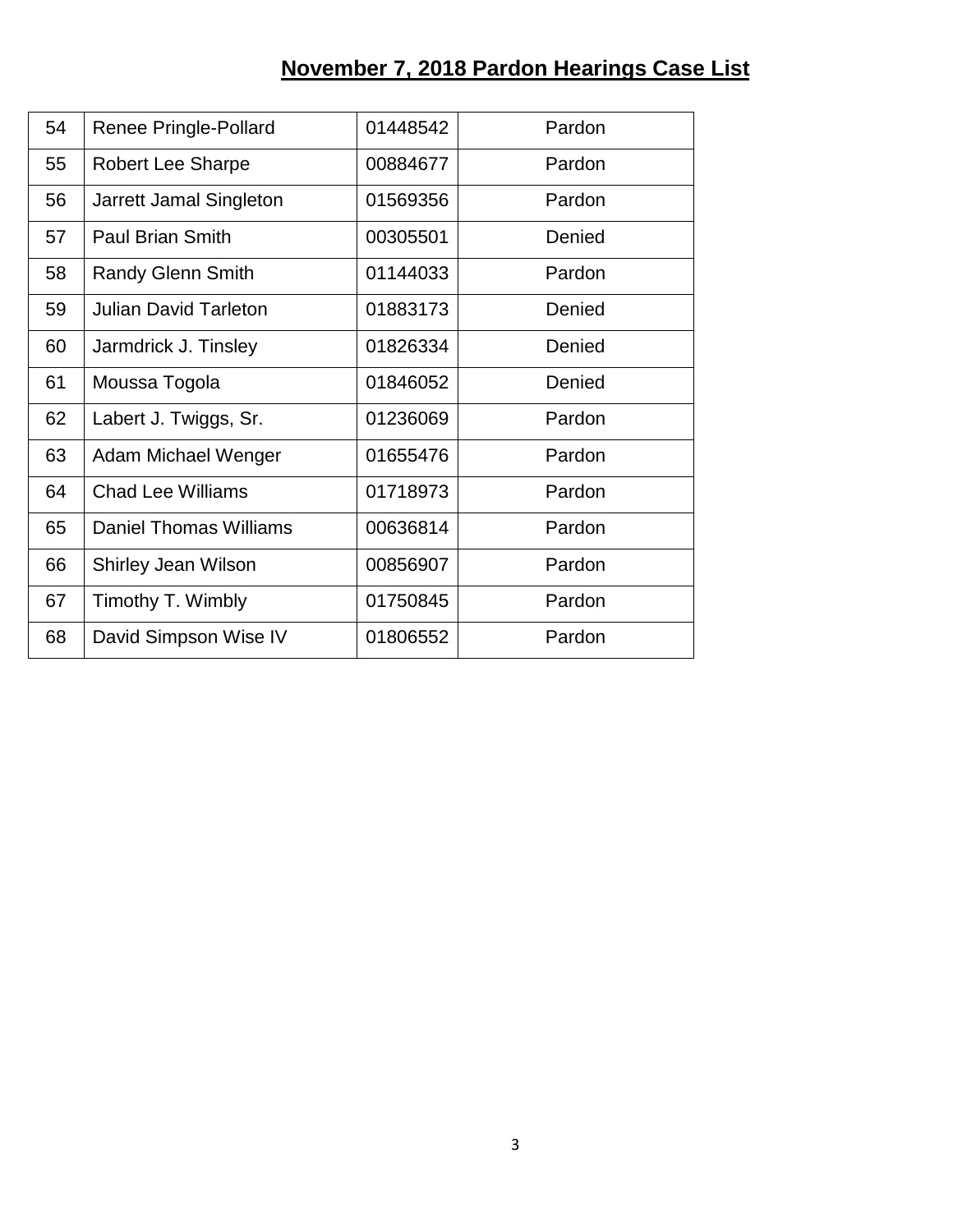## November 7, 2018 Pardon Hearings Case List

| | | | |
|---|---|---|---|
| 54 | Renee Pringle-Pollard | 01448542 | Pardon |
| 55 | Robert Lee Sharpe | 00884677 | Pardon |
| 56 | Jarrett Jamal Singleton | 01569356 | Pardon |
| 57 | Paul Brian Smith | 00305501 | Denied |
| 58 | Randy Glenn Smith | 01144033 | Pardon |
| 59 | Julian David Tarleton | 01883173 | Denied |
| 60 | Jarmdrick J. Tinsley | 01826334 | Denied |
| 61 | Moussa Togola | 01846052 | Denied |
| 62 | Labert J. Twiggs, Sr. | 01236069 | Pardon |
| 63 | Adam Michael Wenger | 01655476 | Pardon |
| 64 | Chad Lee Williams | 01718973 | Pardon |
| 65 | Daniel Thomas Williams | 00636814 | Pardon |
| 66 | Shirley Jean Wilson | 00856907 | Pardon |
| 67 | Timothy T. Wimbly | 01750845 | Pardon |
| 68 | David Simpson Wise IV | 01806552 | Pardon |